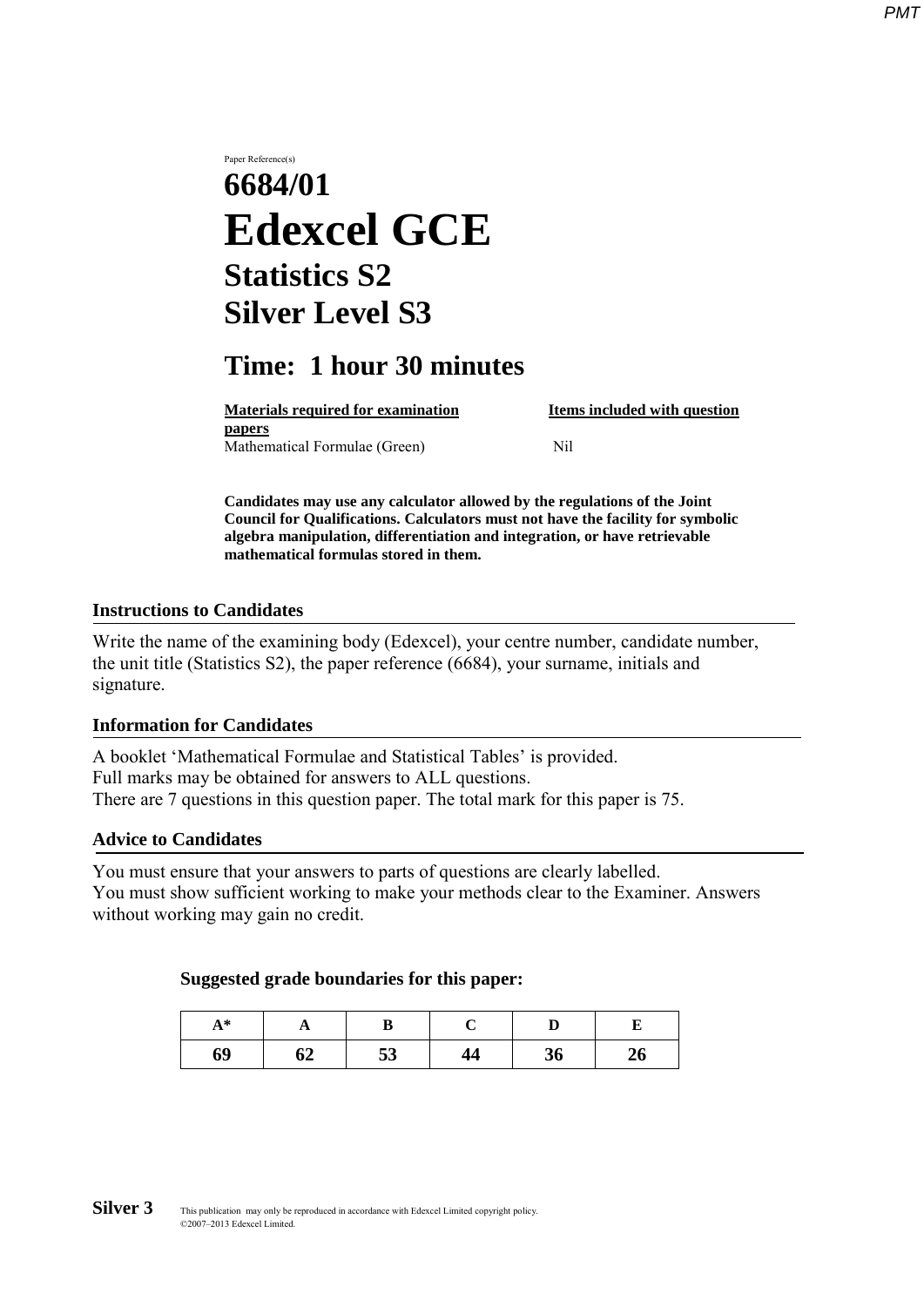Paper Reference(s)

# 6684/01

# Edexcel GCE

## Statistics S2

## Silver Level S3

## Time: 1 hour 30 minutes

| **Materials required for examination papers** | **Items included with question** |
| --- | --- |
| Mathematical Formulae (Green) | Nil |

**Candidates may use any calculator allowed by the regulations of the Joint Council for Qualifications. Calculators must not have the facility for symbolic algebra manipulation, differentiation and integration, or have retrievable mathematical formulas stored in them.**

### Instructions to Candidates

Write the name of the examining body (Edexcel), your centre number, candidate number, the unit title (Statistics S2), the paper reference (6684), your surname, initials and signature.

### Information for Candidates

A booklet 'Mathematical Formulae and Statistical Tables' is provided.
Full marks may be obtained for answers to ALL questions.
There are 7 questions in this question paper. The total mark for this paper is 75.

### Advice to Candidates

You must ensure that your answers to parts of questions are clearly labelled.
You must show sufficient working to make your methods clear to the Examiner. Answers without working may gain no credit.

**Suggested grade boundaries for this paper:**

| A* | A | B | C | D | E |
| --- | --- | --- | --- | --- | --- |
| 69 | 62 | 53 | 44 | 36 | 26 |

**Silver 3** This publication may only be reproduced in accordance with Edexcel Limited copyright policy.
©2007–2013 Edexcel Limited.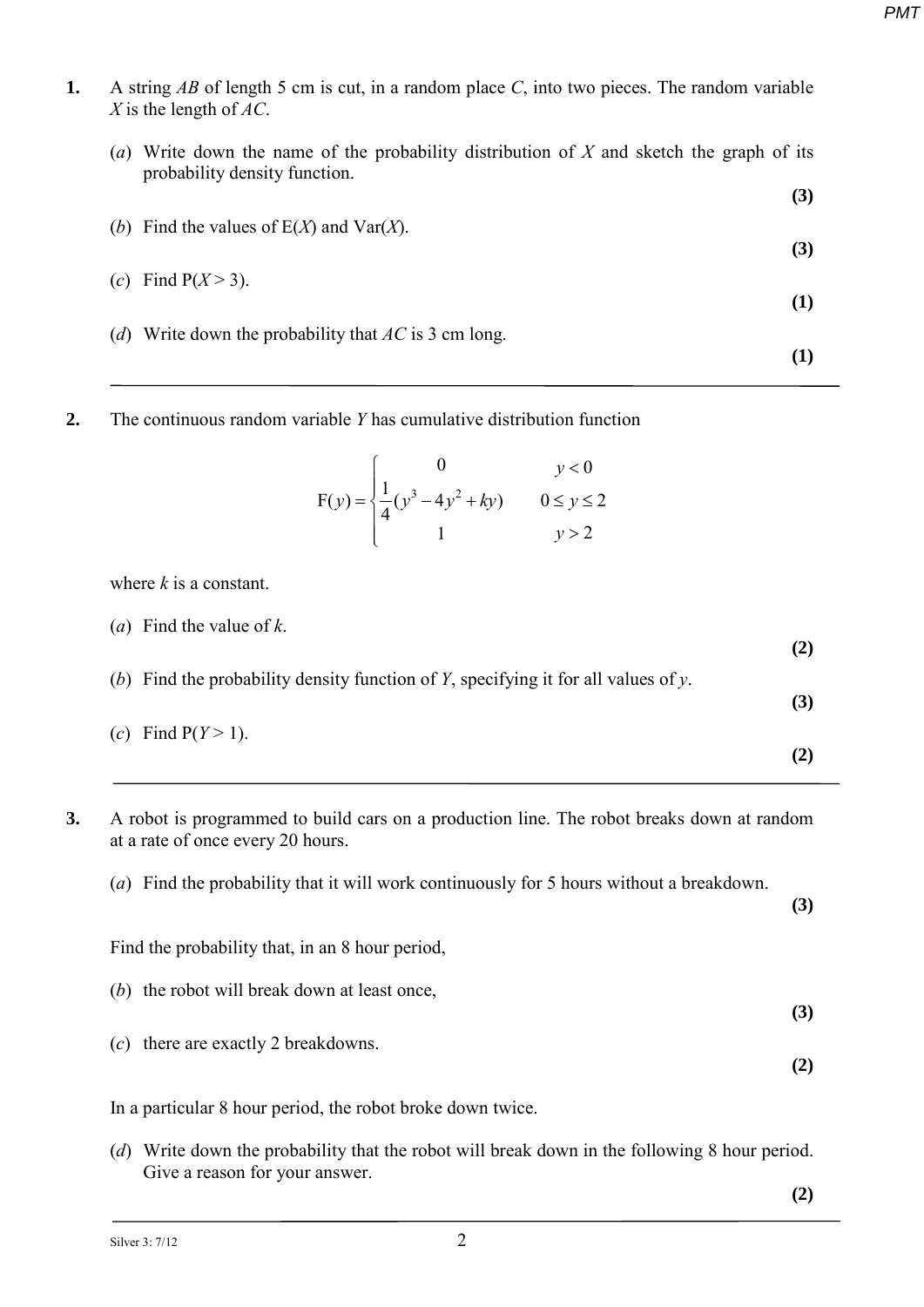**1.** A string $AB$ of length 5 cm is cut, in a random place $C$, into two pieces. The random variable $X$ is the length of $AC$.

(*a*) Write down the name of the probability distribution of $X$ and sketch the graph of its probability density function.
**(3)**

(*b*) Find the values of E($X$) and Var($X$).
**(3)**

(*c*) Find P($X$ > 3).
**(1)**

(*d*) Write down the probability that $AC$ is 3 cm long.
**(1)**

---

**2.** The continuous random variable $Y$ has cumulative distribution function

$$\text{F}(y) = \begin{cases} 0 & y < 0 \\ \frac{1}{4}(y^3 - 4y^2 + ky) & 0 \le y \le 2 \\ 1 & y > 2 \end{cases}$$

where $k$ is a constant.

(*a*) Find the value of $k$.
**(2)**

(*b*) Find the probability density function of $Y$, specifying it for all values of $y$.
**(3)**

(*c*) Find P($Y$ > 1).
**(2)**

---

**3.** A robot is programmed to build cars on a production line. The robot breaks down at random at a rate of once every 20 hours.

(*a*) Find the probability that it will work continuously for 5 hours without a breakdown.
**(3)**

Find the probability that, in an 8 hour period,

(*b*) the robot will break down at least once,
**(3)**

(*c*) there are exactly 2 breakdowns.
**(2)**

In a particular 8 hour period, the robot broke down twice.

(*d*) Write down the probability that the robot will break down in the following 8 hour period. Give a reason for your answer.
**(2)**

---

Silver 3: 7/12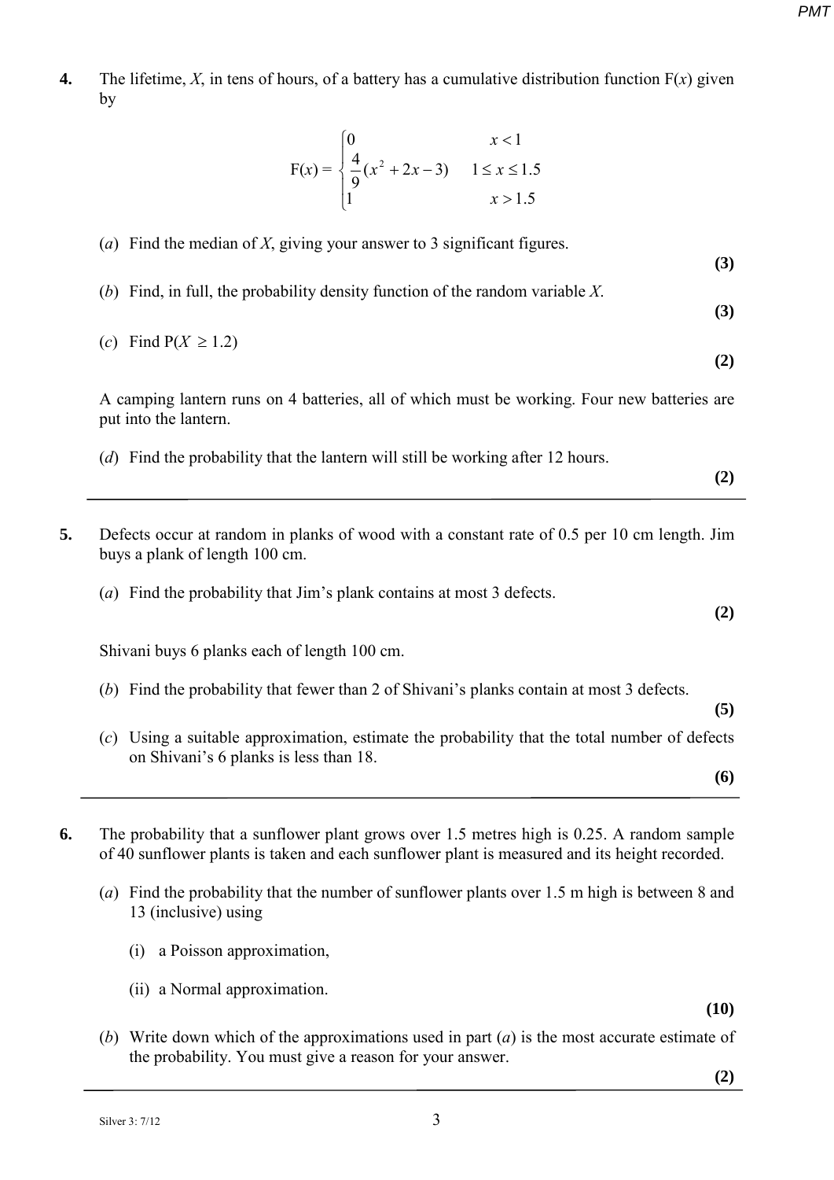**4.** The lifetime, $X$, in tens of hours, of a battery has a cumulative distribution function F($x$) given by

$$\text{F}(x) = \begin{cases} 0 & x < 1 \\ \dfrac{4}{9}(x^2 + 2x - 3) & 1 \leq x \leq 1.5 \\ 1 & x > 1.5 \end{cases}$$

(*a*) Find the median of $X$, giving your answer to 3 significant figures. **(3)**

(*b*) Find, in full, the probability density function of the random variable $X$. **(3)**

(*c*) Find $\text{P}(X \geq 1.2)$ **(2)**

A camping lantern runs on 4 batteries, all of which must be working. Four new batteries are put into the lantern.

(*d*) Find the probability that the lantern will still be working after 12 hours. **(2)**

---

**5.** Defects occur at random in planks of wood with a constant rate of 0.5 per 10 cm length. Jim buys a plank of length 100 cm.

(*a*) Find the probability that Jim's plank contains at most 3 defects. **(2)**

Shivani buys 6 planks each of length 100 cm.

(*b*) Find the probability that fewer than 2 of Shivani's planks contain at most 3 defects. **(5)**

(*c*) Using a suitable approximation, estimate the probability that the total number of defects on Shivani's 6 planks is less than 18. **(6)**

---

**6.** The probability that a sunflower plant grows over 1.5 metres high is 0.25. A random sample of 40 sunflower plants is taken and each sunflower plant is measured and its height recorded.

(*a*) Find the probability that the number of sunflower plants over 1.5 m high is between 8 and 13 (inclusive) using

(i) a Poisson approximation,

(ii) a Normal approximation. **(10)**

(*b*) Write down which of the approximations used in part (*a*) is the most accurate estimate of the probability. You must give a reason for your answer. **(2)**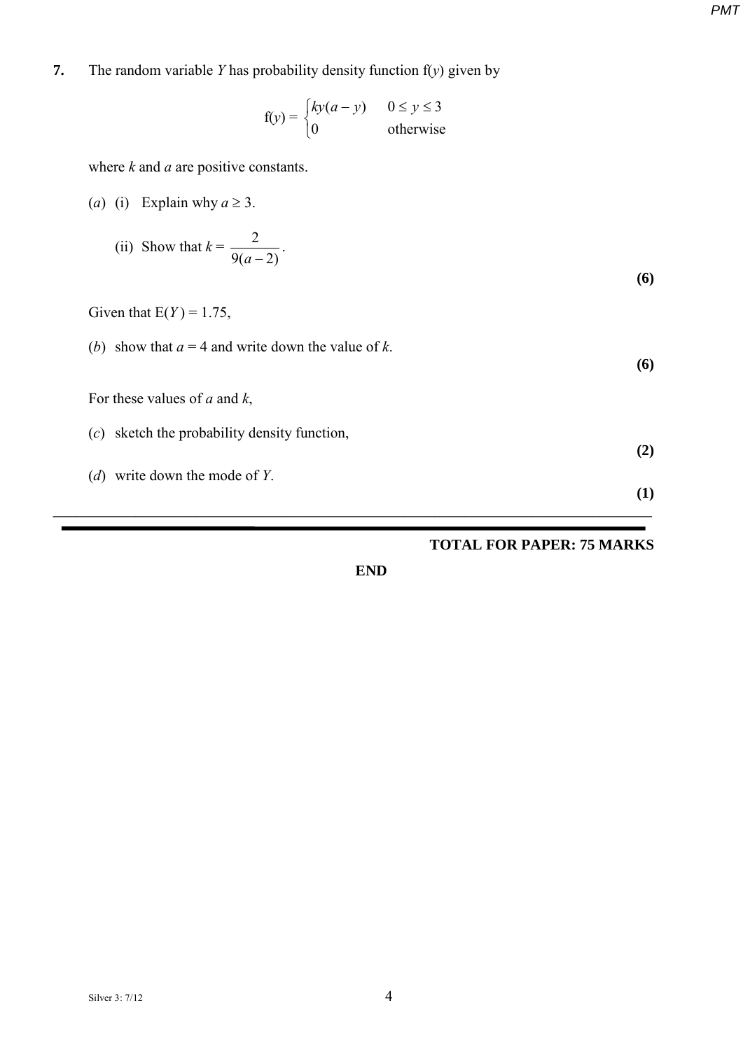**7.** The random variable $Y$ has probability density function $f(y)$ given by

$$f(y) = \begin{cases} ky(a-y) & 0 \le y \le 3 \\ 0 & \text{otherwise} \end{cases}$$

where $k$ and $a$ are positive constants.

(*a*) (i) Explain why $a \ge 3$.

(ii) Show that $k = \dfrac{2}{9(a-2)}$.

**(6)**

Given that $E(Y) = 1.75$,

(*b*) show that $a = 4$ and write down the value of $k$.

**(6)**

For these values of $a$ and $k$,

(*c*) sketch the probability density function,

**(2)**

(*d*) write down the mode of $Y$.

**(1)**

---

**TOTAL FOR PAPER: 75 MARKS**

**END**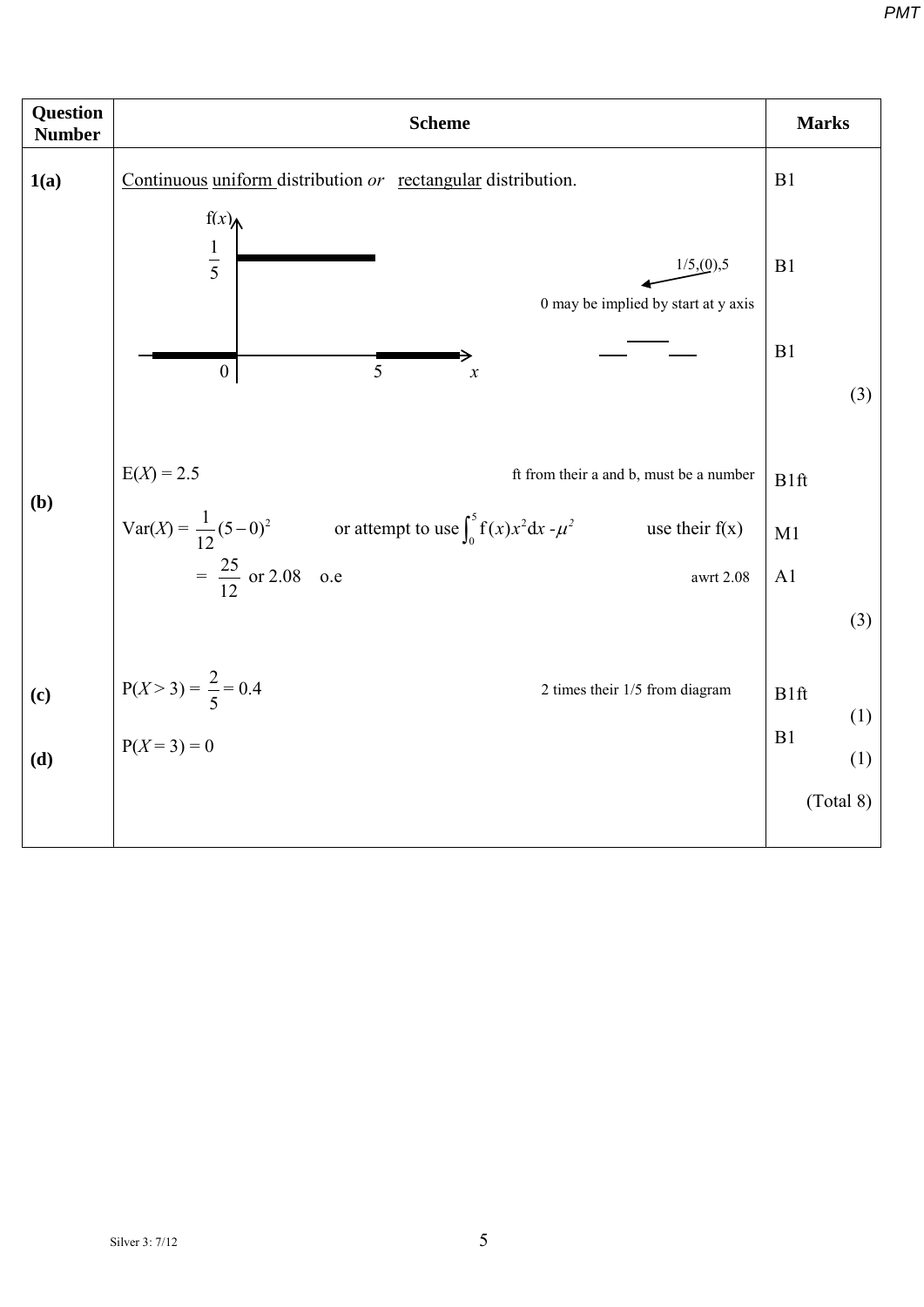| Question Number | Scheme | Marks |
| --- | --- | --- |
| **1(a)** | <u>Continuous</u> <u>uniform</u> distribution *or* <u>rectangular</u> distribution. | B1 |
| | [Sketch: $f(x)$ against $x$, with $f(x) = \frac{1}{5}$ for $0 \le x \le 5$ and $0$ elsewhere; axis labels $0$, $5$, $x$] | |
| | 1/5,(0),5 — 0 may be implied by start at y axis | B1 |
| | (shape: zero line, horizontal segment at $\frac{1}{5}$, zero line) | B1 |
| | | (3) |
| **(b)** | $E(X) = 2.5$ &nbsp;&nbsp;&nbsp; ft from their a and b, must be a number | B1ft |
| | $\text{Var}(X) = \frac{1}{12}(5-0)^2$ &nbsp;&nbsp;&nbsp; or attempt to use $\int_0^5 f(x)x^2 dx - \mu^2$ &nbsp;&nbsp;&nbsp; use their f(x) | M1 |
| | $= \frac{25}{12}$ or 2.08 &nbsp; o.e &nbsp;&nbsp;&nbsp; awrt 2.08 | A1 |
| | | (3) |
| **(c)** | $P(X > 3) = \frac{2}{5} = 0.4$ &nbsp;&nbsp;&nbsp; 2 times their 1/5 from diagram | B1ft (1) |
| **(d)** | $P(X = 3) = 0$ | B1 (1) |
| | | (Total 8) |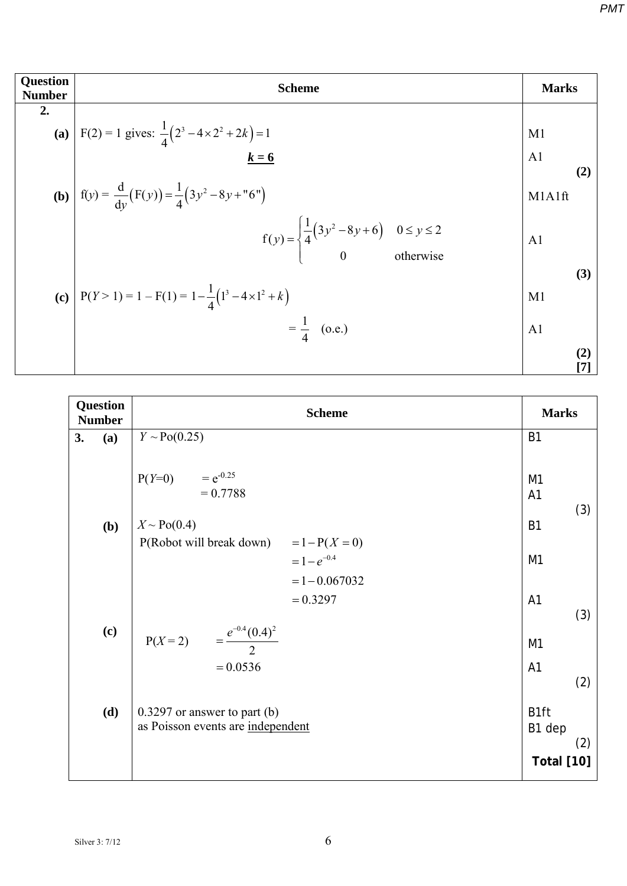| Question Number | Scheme | Marks |
|---|---|---|
| **2.** | | |
| **(a)** | F(2) = 1 gives: $\frac{1}{4}\left(2^3 - 4\times 2^2 + 2k\right) = 1$ | M1 |
| | $\underline{\boldsymbol{k = 6}}$ | A1 |
| | | **(2)** |
| **(b)** | $\text{f}(y) = \frac{\text{d}}{\text{d}y}\left(\text{F}(y)\right) = \frac{1}{4}\left(3y^2 - 8y + \text{"}6\text{"}\right)$ | M1A1ft |
| | $\text{f}(y) = \begin{cases} \frac{1}{4}\left(3y^2 - 8y + 6\right) & 0 \le y \le 2 \\ 0 & \text{otherwise} \end{cases}$ | A1 |
| | | **(3)** |
| **(c)** | $\text{P}(Y > 1) = 1 - \text{F}(1) = 1 - \frac{1}{4}\left(1^3 - 4\times 1^2 + k\right)$ | M1 |
| | $= \frac{1}{4}$ (o.e.) | A1 |
| | | **(2)** **[7]** |

| Question Number | Scheme | Marks |
|---|---|---|
| **3. (a)** | $Y \sim \text{Po}(0.25)$ | B1 |
| | $\text{P}(Y=0) = e^{-0.25}$ | M1 |
| | $= 0.7788$ | A1 |
| | | (3) |
| **(b)** | $X \sim \text{Po}(0.4)$ | B1 |
| | P(Robot will break down) $= 1 - \text{P}(X = 0)$ | |
| | $= 1 - e^{-0.4}$ | M1 |
| | $= 1 - 0.067032$ | |
| | $= 0.3297$ | A1 |
| | | (3) |
| **(c)** | $\text{P}(X = 2) = \frac{e^{-0.4}(0.4)^2}{2}$ | M1 |
| | $= 0.0536$ | A1 |
| | | (2) |
| **(d)** | 0.3297 or answer to part (b) | B1ft |
| | as Poisson events are <u>independent</u> | B1 dep |
| | | (2) |
| | | **Total [10]** |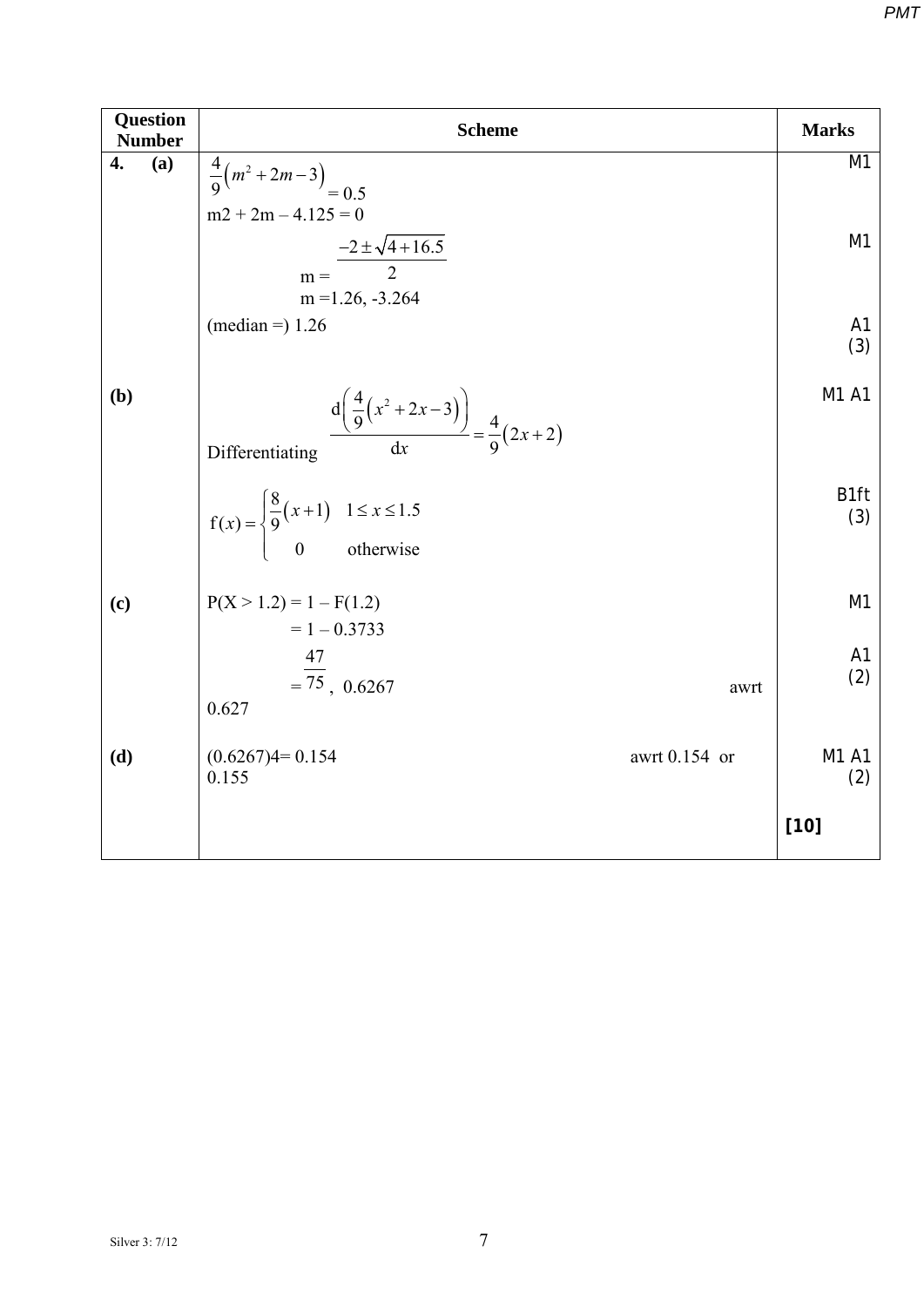| Question Number | Scheme | Marks |
|---|---|---|
| **4. (a)** | $\frac{4}{9}\left(m^2+2m-3\right) = 0.5$ | M1 |
| | m2 + 2m – 4.125 = 0 | |
| | m = $\frac{-2 \pm \sqrt{4+16.5}}{2}$ | M1 |
| | m =1.26, -3.264 | |
| | (median =) 1.26 | A1 (3) |
| **(b)** | Differentiating $\frac{\mathrm{d}\left(\frac{4}{9}\left(x^2+2x-3\right)\right)}{\mathrm{d}x} = \frac{4}{9}\left(2x+2\right)$ | M1 A1 |
| | $\mathrm{f}(x) = \begin{cases} \frac{8}{9}\left(x+1\right) & 1 \le x \le 1.5 \\ 0 & \text{otherwise} \end{cases}$ | B1ft (3) |
| **(c)** | P(X > 1.2) = 1 – F(1.2) | M1 |
| | = 1 – 0.3733 | |
| | = $\frac{47}{75}$, 0.6267 awrt 0.627 | A1 (2) |
| **(d)** | (0.6267)4= 0.154 awrt 0.154 or 0.155 | M1 A1 (2) |
| | | **[10]** |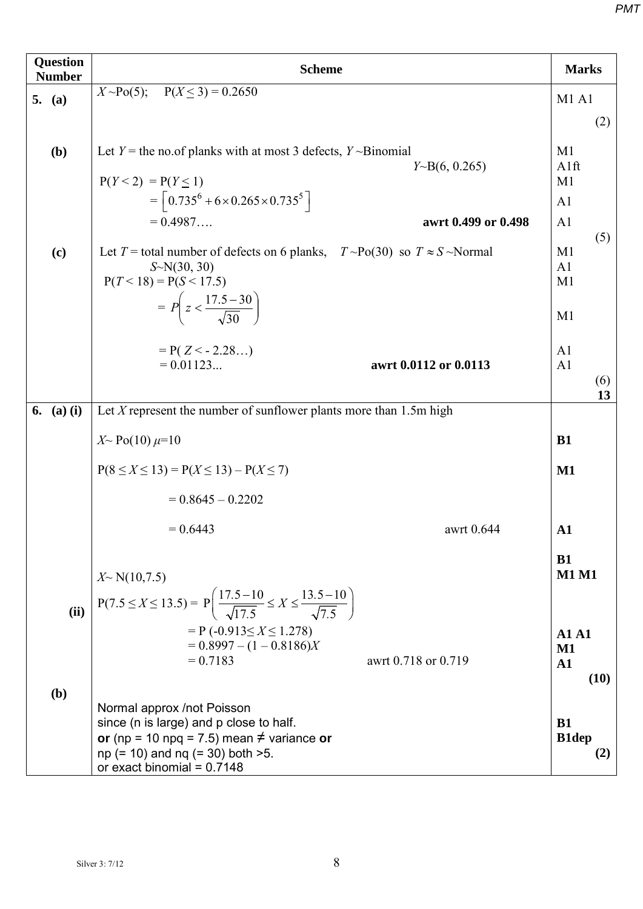| Question Number | Scheme | Marks |
|---|---|---|
| **5. (a)** | $X$ ~Po(5); P($X \le 3$) = 0.2650 | M1 A1 |
| | | (2) |
| **(b)** | Let $Y$ = the no.of planks with at most 3 defects, $Y$ ~Binomial | M1 |
| | $Y$~B(6, 0.265) | A1ft |
| | P($Y$ < 2) = P($Y \le 1$) | M1 |
| | $= \left[0.735^6 + 6 \times 0.265 \times 0.735^5\right]$ | A1 |
| | = 0.4987…. **awrt 0.499 or 0.498** | A1 |
| | | (5) |
| **(c)** | Let $T$ = total number of defects on 6 planks, $T$ ~Po(30) so $T \approx S$ ~Normal | M1 |
| | $S$~N(30, 30) | A1 |
| | P($T$ < 18) = P($S$ < 17.5) | M1 |
| | $= P\left(z < \frac{17.5-30}{\sqrt{30}}\right)$ | M1 |
| | = P( $Z$ < - 2.28…) | A1 |
| | = 0.01123... **awrt 0.0112 or 0.0113** | A1 |
| | | (6) |
| | | **13** |
| **6. (a) (i)** | Let $X$ represent the number of sunflower plants more than 1.5m high | |
| | $X$~ Po(10) $\mu$=10 | **B1** |
| | P($8 \le X \le 13$) = P($X \le 13$) – P($X \le 7$) | **M1** |
| | = 0.8645 – 0.2202 | |
| | = 0.6443 awrt 0.644 | **A1** |
| **(ii)** | $X$~ N(10,7.5) | **B1** |
| | | **M1 M1** |
| | P($7.5 \le X \le 13.5$) = $\text{P}\left(\frac{17.5-10}{\sqrt{17.5}} \le X \le \frac{13.5-10}{\sqrt{7.5}}\right)$ | |
| | = P (-0.913≤ $X \le$ 1.278) | **A1 A1** |
| | = 0.8997 – (1 – 0.8186)$X$ | **M1** |
| | = 0.7183 awrt 0.718 or 0.719 | **A1** |
| | | **(10)** |
| **(b)** | Normal approx /not Poisson | |
| | since (n is large) and p close to half. | **B1** |
| | **or** (np = 10 npq = 7.5) mean ≠ variance **or** | **B1dep** |
| | np (= 10) and nq (= 30) both >5. | **(2)** |
| | or exact binomial = 0.7148 | |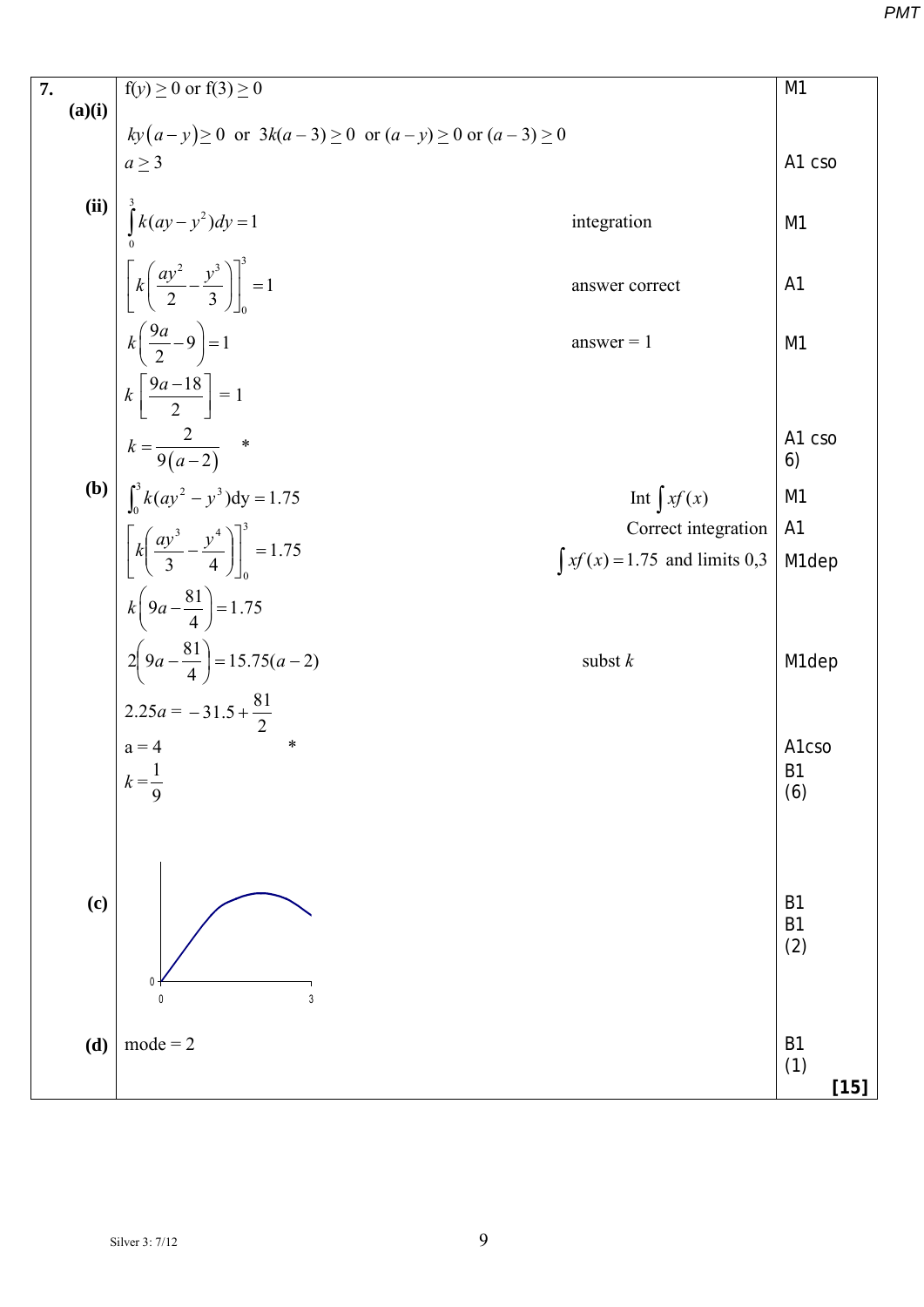| | | | |
|---|---|---|---|
| **7. (a)(i)** | $f(y) \geq 0$ or $f(3) \geq 0$ | | M1 |
| | $ky(a-y) \geq 0$ or $3k(a-3) \geq 0$ or $(a-y) \geq 0$ or $(a-3) \geq 0$ | | |
| | $a \geq 3$ | | A1 cso |
| **(ii)** | $\int_0^3 k(ay - y^2)dy = 1$ | integration | M1 |
| | $\left[k\left(\frac{ay^2}{2} - \frac{y^3}{3}\right)\right]_0^3 = 1$ | answer correct | A1 |
| | $k\left(\frac{9a}{2} - 9\right) = 1$ | answer = 1 | M1 |
| | $k\left[\frac{9a-18}{2}\right] = 1$ | | |
| | $k = \frac{2}{9(a-2)}$ * | | A1 cso 6) |
| **(b)** | $\int_0^3 k(ay^2 - y^3)\text{d}y = 1.75$ | Int $\int xf(x)$ | M1 |
| | $\left[k\left(\frac{ay^3}{3} - \frac{y^4}{4}\right)\right]_0^3 = 1.75$ | Correct integration | A1 |
| | | $\int xf(x) = 1.75$ and limits 0,3 | M1dep |
| | $k\left(9a - \frac{81}{4}\right) = 1.75$ | | |
| | $2\left(9a - \frac{81}{4}\right) = 15.75(a-2)$ | subst $k$ | M1dep |
| | $2.25a = -31.5 + \frac{81}{2}$ | | |
| | a = 4 * | | A1cso |
| | $k = \frac{1}{9}$ | | B1 (6) |
| **(c)** | [Graph: curve from (0,0) rising to a maximum then decreasing to $y=3$; axes labelled 0 and 3] | | B1 B1 (2) |
| **(d)** | mode = 2 | | B1 (1) |
| | | | **[15]** |

Silver 3: 7/12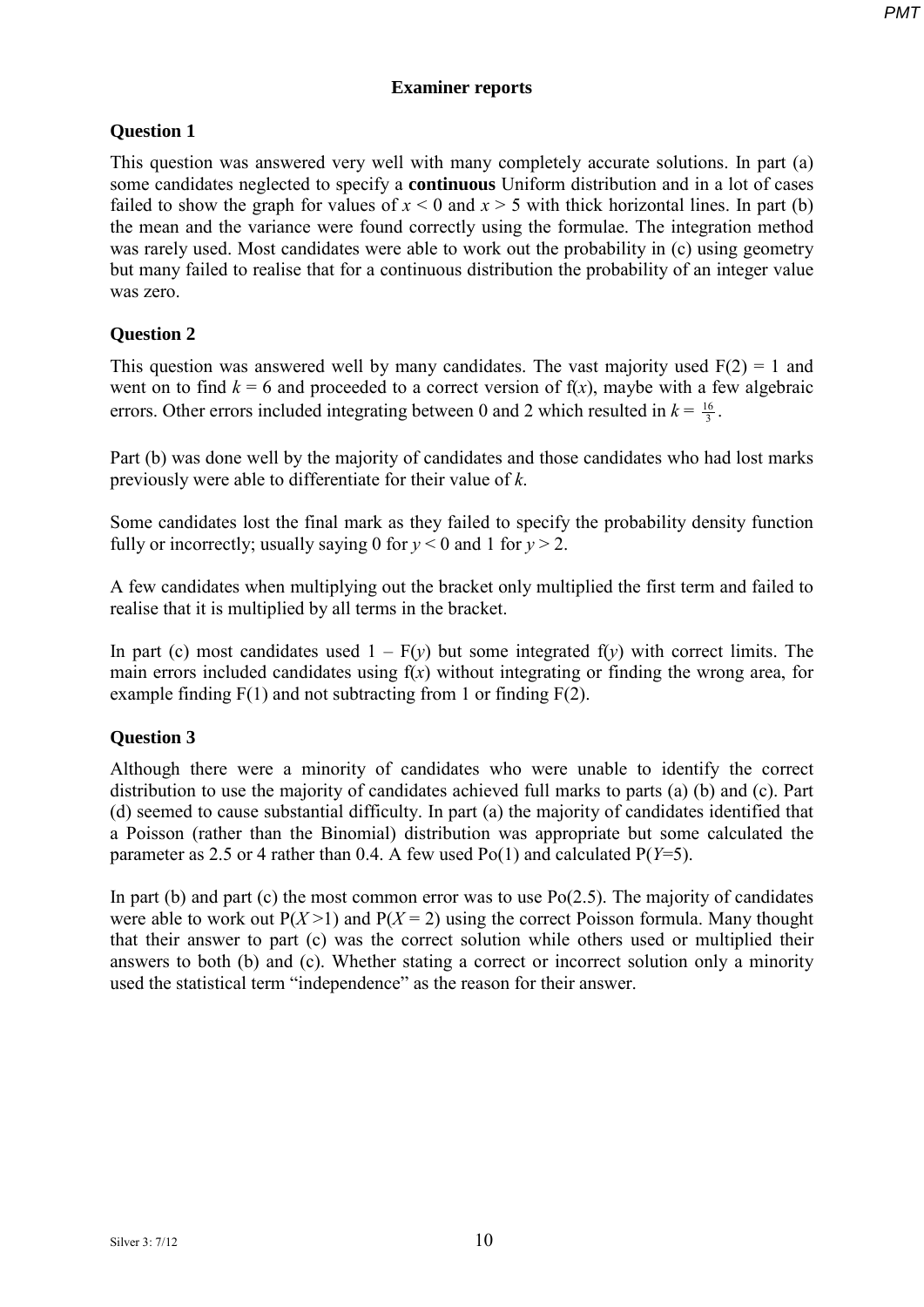# Examiner reports

## Question 1

This question was answered very well with many completely accurate solutions. In part (a) some candidates neglected to specify a **continuous** Uniform distribution and in a lot of cases failed to show the graph for values of $x < 0$ and $x > 5$ with thick horizontal lines. In part (b) the mean and the variance were found correctly using the formulae. The integration method was rarely used. Most candidates were able to work out the probability in (c) using geometry but many failed to realise that for a continuous distribution the probability of an integer value was zero.

## Question 2

This question was answered well by many candidates. The vast majority used $F(2) = 1$ and went on to find $k = 6$ and proceeded to a correct version of $f(x)$, maybe with a few algebraic errors. Other errors included integrating between 0 and 2 which resulted in $k = \frac{16}{3}$.

Part (b) was done well by the majority of candidates and those candidates who had lost marks previously were able to differentiate for their value of $k$.

Some candidates lost the final mark as they failed to specify the probability density function fully or incorrectly; usually saying 0 for $y < 0$ and 1 for $y > 2$.

A few candidates when multiplying out the bracket only multiplied the first term and failed to realise that it is multiplied by all terms in the bracket.

In part (c) most candidates used $1 - F(y)$ but some integrated $f(y)$ with correct limits. The main errors included candidates using $f(x)$ without integrating or finding the wrong area, for example finding $F(1)$ and not subtracting from 1 or finding $F(2)$.

## Question 3

Although there were a minority of candidates who were unable to identify the correct distribution to use the majority of candidates achieved full marks to parts (a) (b) and (c). Part (d) seemed to cause substantial difficulty. In part (a) the majority of candidates identified that a Poisson (rather than the Binomial) distribution was appropriate but some calculated the parameter as 2.5 or 4 rather than 0.4. A few used Po(1) and calculated $P(Y=5)$.

In part (b) and part (c) the most common error was to use Po(2.5). The majority of candidates were able to work out $P(X > 1)$ and $P(X = 2)$ using the correct Poisson formula. Many thought that their answer to part (c) was the correct solution while others used or multiplied their answers to both (b) and (c). Whether stating a correct or incorrect solution only a minority used the statistical term "independence" as the reason for their answer.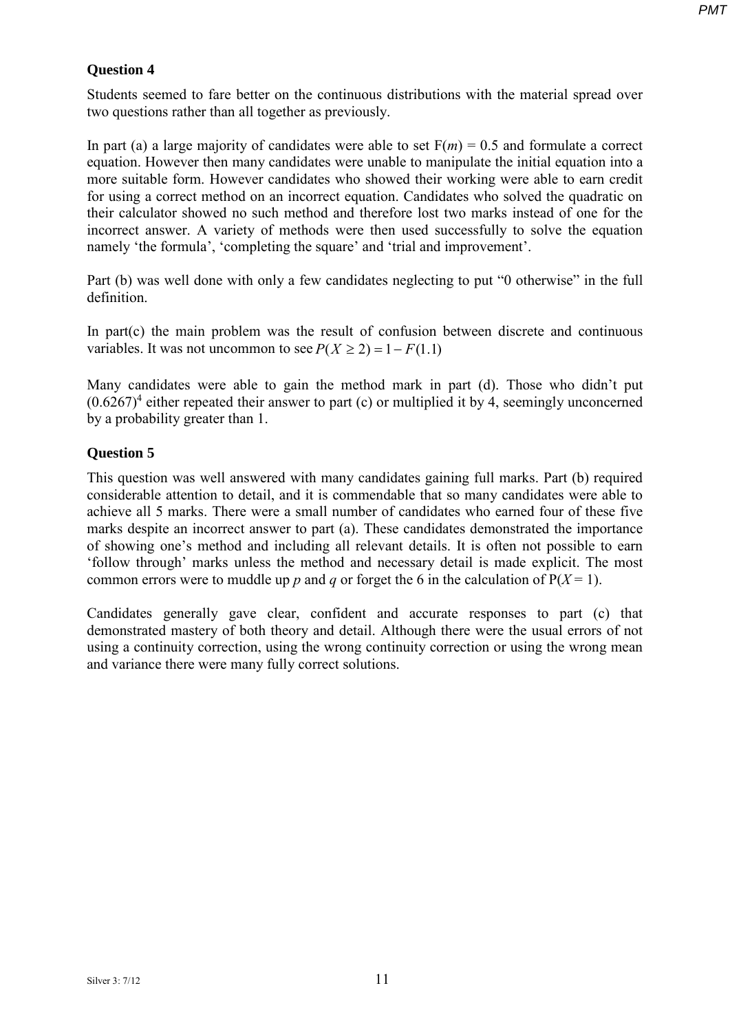## Question 4

Students seemed to fare better on the continuous distributions with the material spread over two questions rather than all together as previously.

In part (a) a large majority of candidates were able to set $F(m) = 0.5$ and formulate a correct equation. However then many candidates were unable to manipulate the initial equation into a more suitable form. However candidates who showed their working were able to earn credit for using a correct method on an incorrect equation. Candidates who solved the quadratic on their calculator showed no such method and therefore lost two marks instead of one for the incorrect answer. A variety of methods were then used successfully to solve the equation namely 'the formula', 'completing the square' and 'trial and improvement'.

Part (b) was well done with only a few candidates neglecting to put "0 otherwise" in the full definition.

In part(c) the main problem was the result of confusion between discrete and continuous variables. It was not uncommon to see $P(X \geq 2) = 1 - F(1.1)$

Many candidates were able to gain the method mark in part (d). Those who didn't put $(0.6267)^4$ either repeated their answer to part (c) or multiplied it by 4, seemingly unconcerned by a probability greater than 1.

## Question 5

This question was well answered with many candidates gaining full marks. Part (b) required considerable attention to detail, and it is commendable that so many candidates were able to achieve all 5 marks. There were a small number of candidates who earned four of these five marks despite an incorrect answer to part (a). These candidates demonstrated the importance of showing one's method and including all relevant details. It is often not possible to earn 'follow through' marks unless the method and necessary detail is made explicit. The most common errors were to muddle up $p$ and $q$ or forget the 6 in the calculation of $P(X = 1)$.

Candidates generally gave clear, confident and accurate responses to part (c) that demonstrated mastery of both theory and detail. Although there were the usual errors of not using a continuity correction, using the wrong continuity correction or using the wrong mean and variance there were many fully correct solutions.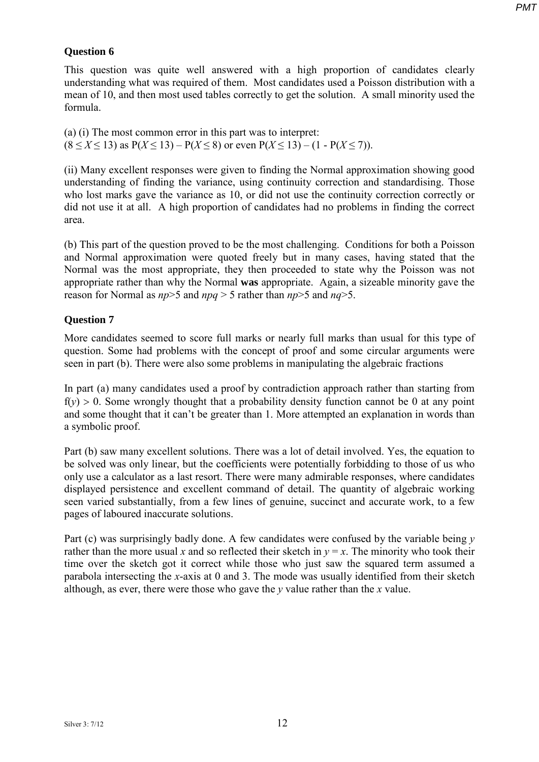**Question 6**

This question was quite well answered with a high proportion of candidates clearly understanding what was required of them. Most candidates used a Poisson distribution with a mean of 10, and then most used tables correctly to get the solution. A small minority used the formula.

(a) (i) The most common error in this part was to interpret:
$(8 \leq X \leq 13)$ as $P(X \leq 13) - P(X \leq 8)$ or even $P(X \leq 13) - (1 - P(X \leq 7))$.

(ii) Many excellent responses were given to finding the Normal approximation showing good understanding of finding the variance, using continuity correction and standardising. Those who lost marks gave the variance as 10, or did not use the continuity correction correctly or did not use it at all. A high proportion of candidates had no problems in finding the correct area.

(b) This part of the question proved to be the most challenging. Conditions for both a Poisson and Normal approximation were quoted freely but in many cases, having stated that the Normal was the most appropriate, they then proceeded to state why the Poisson was not appropriate rather than why the Normal **was** appropriate. Again, a sizeable minority gave the reason for Normal as $np>5$ and $npq > 5$ rather than $np>5$ and $nq>5$.

**Question 7**

More candidates seemed to score full marks or nearly full marks than usual for this type of question. Some had problems with the concept of proof and some circular arguments were seen in part (b). There were also some problems in manipulating the algebraic fractions

In part (a) many candidates used a proof by contradiction approach rather than starting from $f(y) > 0$. Some wrongly thought that a probability density function cannot be 0 at any point and some thought that it can't be greater than 1. More attempted an explanation in words than a symbolic proof.

Part (b) saw many excellent solutions. There was a lot of detail involved. Yes, the equation to be solved was only linear, but the coefficients were potentially forbidding to those of us who only use a calculator as a last resort. There were many admirable responses, where candidates displayed persistence and excellent command of detail. The quantity of algebraic working seen varied substantially, from a few lines of genuine, succinct and accurate work, to a few pages of laboured inaccurate solutions.

Part (c) was surprisingly badly done. A few candidates were confused by the variable being $y$ rather than the more usual $x$ and so reflected their sketch in $y = x$. The minority who took their time over the sketch got it correct while those who just saw the squared term assumed a parabola intersecting the $x$-axis at 0 and 3. The mode was usually identified from their sketch although, as ever, there were those who gave the $y$ value rather than the $x$ value.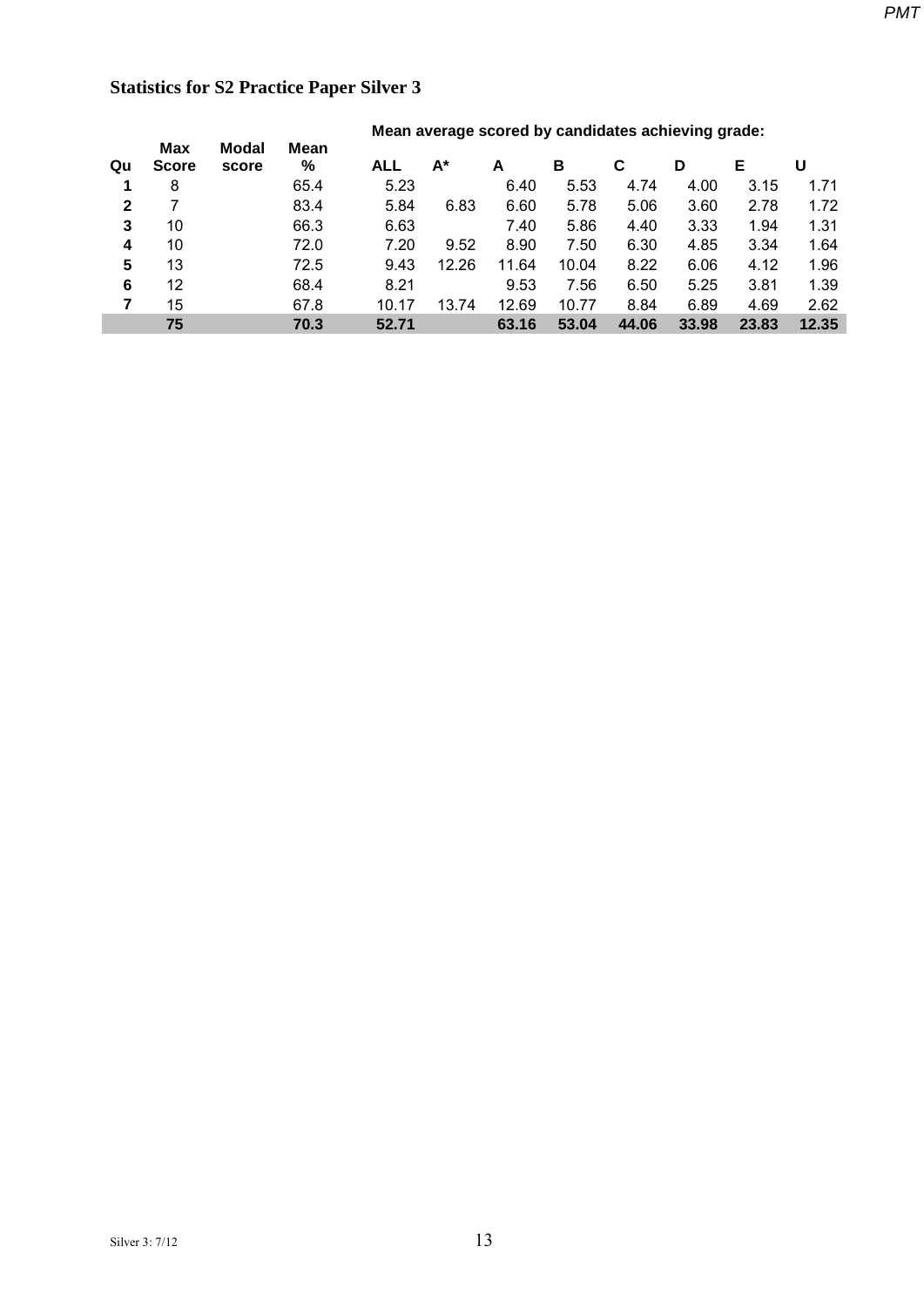## Statistics for S2 Practice Paper Silver 3

| | | | | Mean average scored by candidates achieving grade: | | | | | | | |
|---|---|---|---|---|---|---|---|---|---|---|---|
| Qu | Max Score | Modal score | Mean % | ALL | A* | A | B | C | D | E | U |
| 1 | 8 | | 65.4 | 5.23 | | 6.40 | 5.53 | 4.74 | 4.00 | 3.15 | 1.71 |
| 2 | 7 | | 83.4 | 5.84 | 6.83 | 6.60 | 5.78 | 5.06 | 3.60 | 2.78 | 1.72 |
| 3 | 10 | | 66.3 | 6.63 | | 7.40 | 5.86 | 4.40 | 3.33 | 1.94 | 1.31 |
| 4 | 10 | | 72.0 | 7.20 | 9.52 | 8.90 | 7.50 | 6.30 | 4.85 | 3.34 | 1.64 |
| 5 | 13 | | 72.5 | 9.43 | 12.26 | 11.64 | 10.04 | 8.22 | 6.06 | 4.12 | 1.96 |
| 6 | 12 | | 68.4 | 8.21 | | 9.53 | 7.56 | 6.50 | 5.25 | 3.81 | 1.39 |
| 7 | 15 | | 67.8 | 10.17 | 13.74 | 12.69 | 10.77 | 8.84 | 6.89 | 4.69 | 2.62 |
| | **75** | | **70.3** | **52.71** | | **63.16** | **53.04** | **44.06** | **33.98** | **23.83** | **12.35** |

Silver 3: 7/12